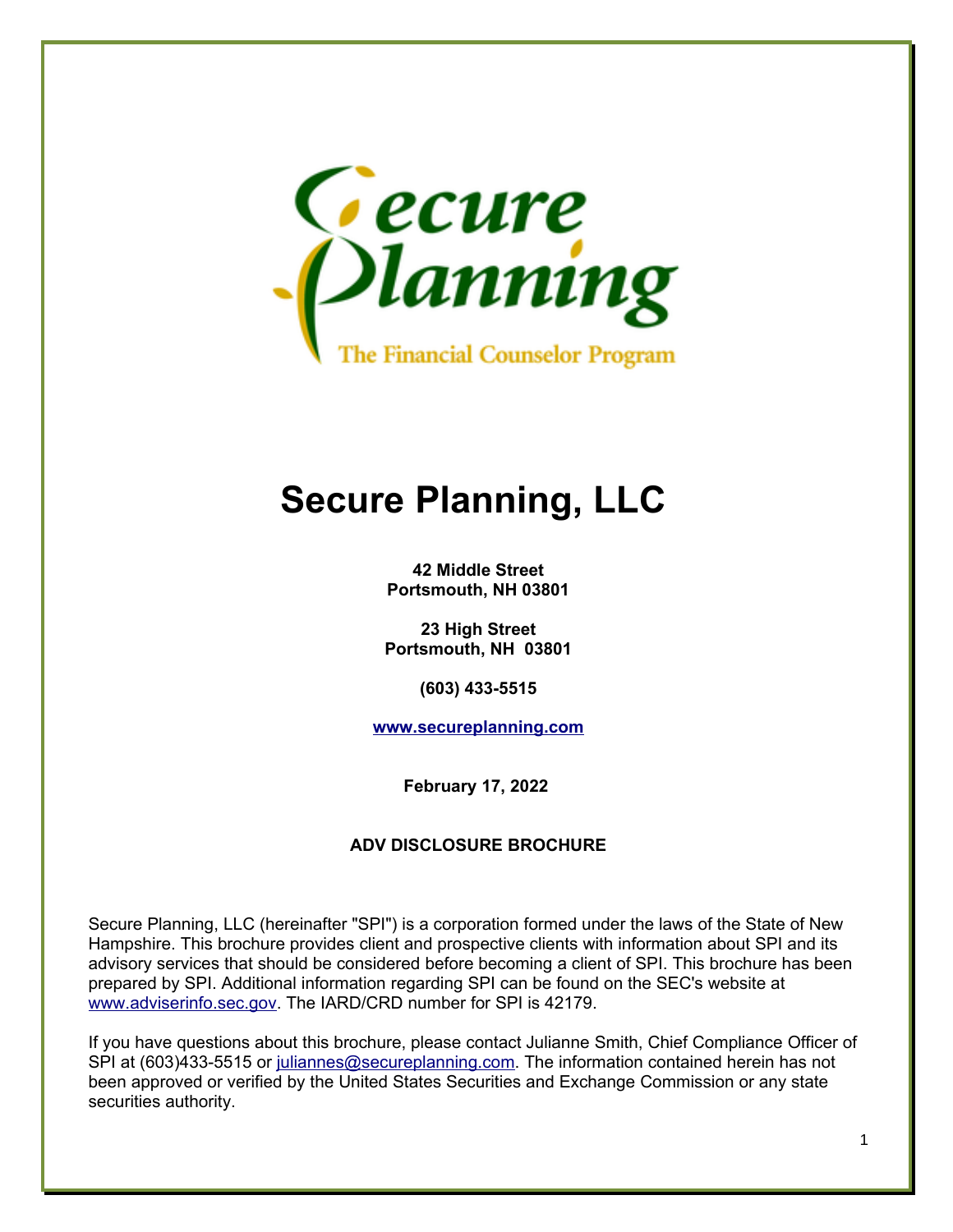# Secure Planning, LLC

**42 Middle Street**
**Portsmouth, NH 03801**

**23 High Street**
**Portsmouth, NH 03801**

**(603) 433-5515**

**www.secureplanning.com**

**February 17, 2022**

**ADV DISCLOSURE BROCHURE**

Secure Planning, LLC (hereinafter "SPI") is a corporation formed under the laws of the State of New Hampshire. This brochure provides client and prospective clients with information about SPI and its advisory services that should be considered before becoming a client of SPI. This brochure has been prepared by SPI. Additional information regarding SPI can be found on the SEC's website at www.adviserinfo.sec.gov. The IARD/CRD number for SPI is 42179.

If you have questions about this brochure, please contact Julianne Smith, Chief Compliance Officer of SPI at (603)433-5515 or juliannes@secureplanning.com. The information contained herein has not been approved or verified by the United States Securities and Exchange Commission or any state securities authority.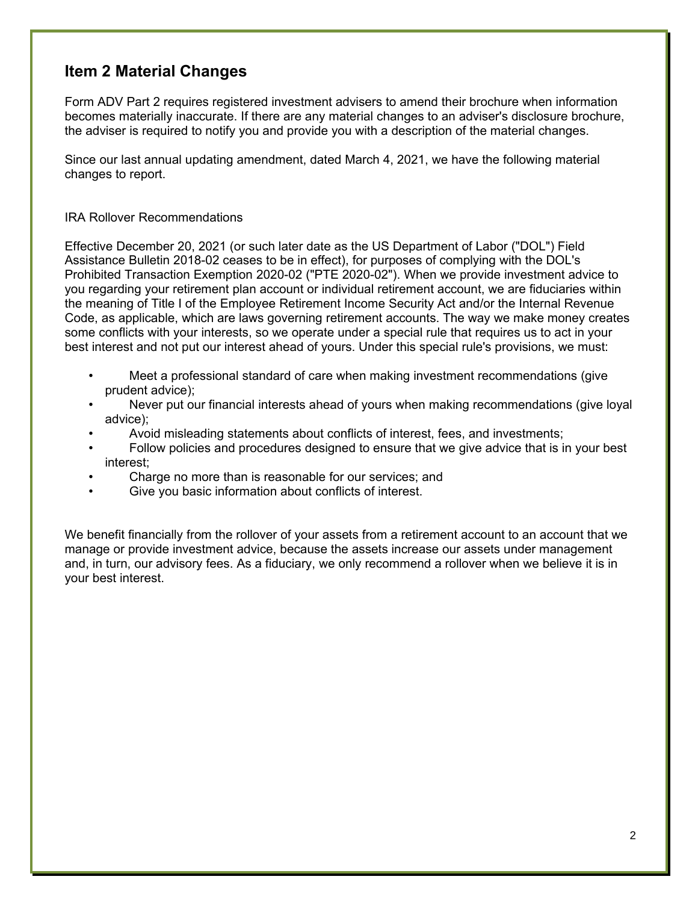## Item 2 Material Changes

Form ADV Part 2 requires registered investment advisers to amend their brochure when information becomes materially inaccurate. If there are any material changes to an adviser's disclosure brochure, the adviser is required to notify you and provide you with a description of the material changes.

Since our last annual updating amendment, dated March 4, 2021, we have the following material changes to report.

IRA Rollover Recommendations

Effective December 20, 2021 (or such later date as the US Department of Labor ("DOL") Field Assistance Bulletin 2018-02 ceases to be in effect), for purposes of complying with the DOL's Prohibited Transaction Exemption 2020-02 ("PTE 2020-02"). When we provide investment advice to you regarding your retirement plan account or individual retirement account, we are fiduciaries within the meaning of Title I of the Employee Retirement Income Security Act and/or the Internal Revenue Code, as applicable, which are laws governing retirement accounts. The way we make money creates some conflicts with your interests, so we operate under a special rule that requires us to act in your best interest and not put our interest ahead of yours. Under this special rule's provisions, we must:

- Meet a professional standard of care when making investment recommendations (give prudent advice);
- Never put our financial interests ahead of yours when making recommendations (give loyal advice);
- Avoid misleading statements about conflicts of interest, fees, and investments;
- Follow policies and procedures designed to ensure that we give advice that is in your best interest;
- Charge no more than is reasonable for our services; and
- Give you basic information about conflicts of interest.

We benefit financially from the rollover of your assets from a retirement account to an account that we manage or provide investment advice, because the assets increase our assets under management and, in turn, our advisory fees. As a fiduciary, we only recommend a rollover when we believe it is in your best interest.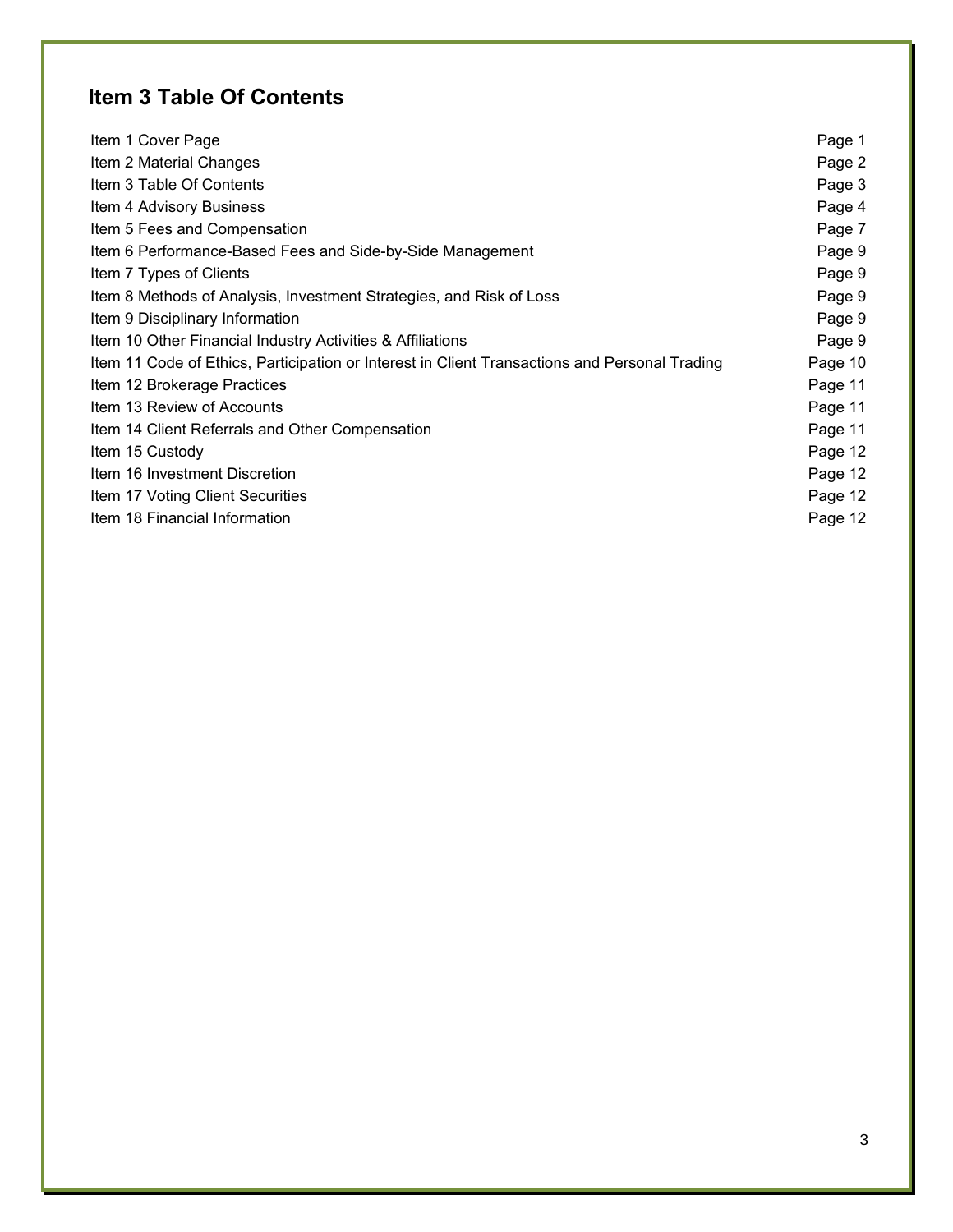## Item 3 Table Of Contents

| | |
|---|---|
| Item 1 Cover Page | Page 1 |
| Item 2 Material Changes | Page 2 |
| Item 3 Table Of Contents | Page 3 |
| Item 4 Advisory Business | Page 4 |
| Item 5 Fees and Compensation | Page 7 |
| Item 6 Performance-Based Fees and Side-by-Side Management | Page 9 |
| Item 7 Types of Clients | Page 9 |
| Item 8 Methods of Analysis, Investment Strategies, and Risk of Loss | Page 9 |
| Item 9 Disciplinary Information | Page 9 |
| Item 10 Other Financial Industry Activities & Affiliations | Page 9 |
| Item 11 Code of Ethics, Participation or Interest in Client Transactions and Personal Trading | Page 10 |
| Item 12 Brokerage Practices | Page 11 |
| Item 13 Review of Accounts | Page 11 |
| Item 14 Client Referrals and Other Compensation | Page 11 |
| Item 15 Custody | Page 12 |
| Item 16 Investment Discretion | Page 12 |
| Item 17 Voting Client Securities | Page 12 |
| Item 18 Financial Information | Page 12 |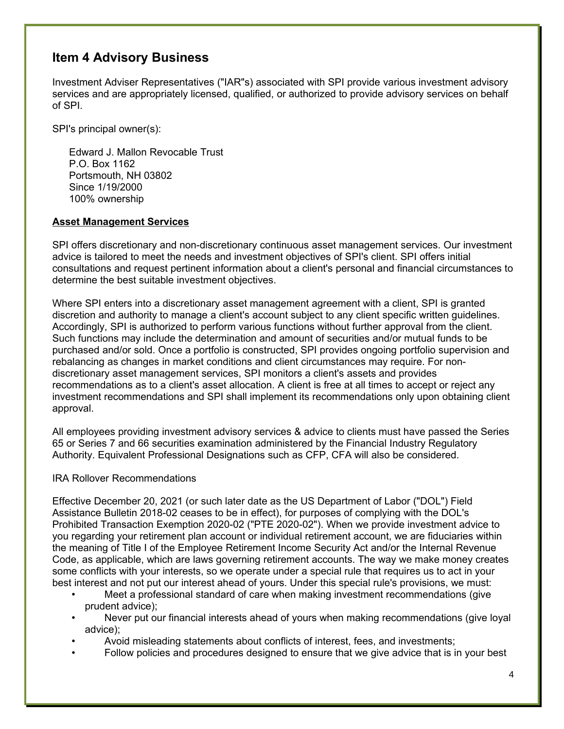## Item 4 Advisory Business

Investment Adviser Representatives ("IAR"s) associated with SPI provide various investment advisory services and are appropriately licensed, qualified, or authorized to provide advisory services on behalf of SPI.

SPI's principal owner(s):

Edward J. Mallon Revocable Trust
P.O. Box 1162
Portsmouth, NH 03802
Since 1/19/2000
100% ownership

**Asset Management Services**

SPI offers discretionary and non-discretionary continuous asset management services. Our investment advice is tailored to meet the needs and investment objectives of SPI's client. SPI offers initial consultations and request pertinent information about a client's personal and financial circumstances to determine the best suitable investment objectives.

Where SPI enters into a discretionary asset management agreement with a client, SPI is granted discretion and authority to manage a client's account subject to any client specific written guidelines. Accordingly, SPI is authorized to perform various functions without further approval from the client. Such functions may include the determination and amount of securities and/or mutual funds to be purchased and/or sold. Once a portfolio is constructed, SPI provides ongoing portfolio supervision and rebalancing as changes in market conditions and client circumstances may require. For non-discretionary asset management services, SPI monitors a client's assets and provides recommendations as to a client's asset allocation. A client is free at all times to accept or reject any investment recommendations and SPI shall implement its recommendations only upon obtaining client approval.

All employees providing investment advisory services & advice to clients must have passed the Series 65 or Series 7 and 66 securities examination administered by the Financial Industry Regulatory Authority. Equivalent Professional Designations such as CFP, CFA will also be considered.

IRA Rollover Recommendations

Effective December 20, 2021 (or such later date as the US Department of Labor ("DOL") Field Assistance Bulletin 2018-02 ceases to be in effect), for purposes of complying with the DOL's Prohibited Transaction Exemption 2020-02 ("PTE 2020-02"). When we provide investment advice to you regarding your retirement plan account or individual retirement account, we are fiduciaries within the meaning of Title I of the Employee Retirement Income Security Act and/or the Internal Revenue Code, as applicable, which are laws governing retirement accounts. The way we make money creates some conflicts with your interests, so we operate under a special rule that requires us to act in your best interest and not put our interest ahead of yours. Under this special rule's provisions, we must:

- Meet a professional standard of care when making investment recommendations (give prudent advice);
- Never put our financial interests ahead of yours when making recommendations (give loyal advice);
- Avoid misleading statements about conflicts of interest, fees, and investments;
- Follow policies and procedures designed to ensure that we give advice that is in your best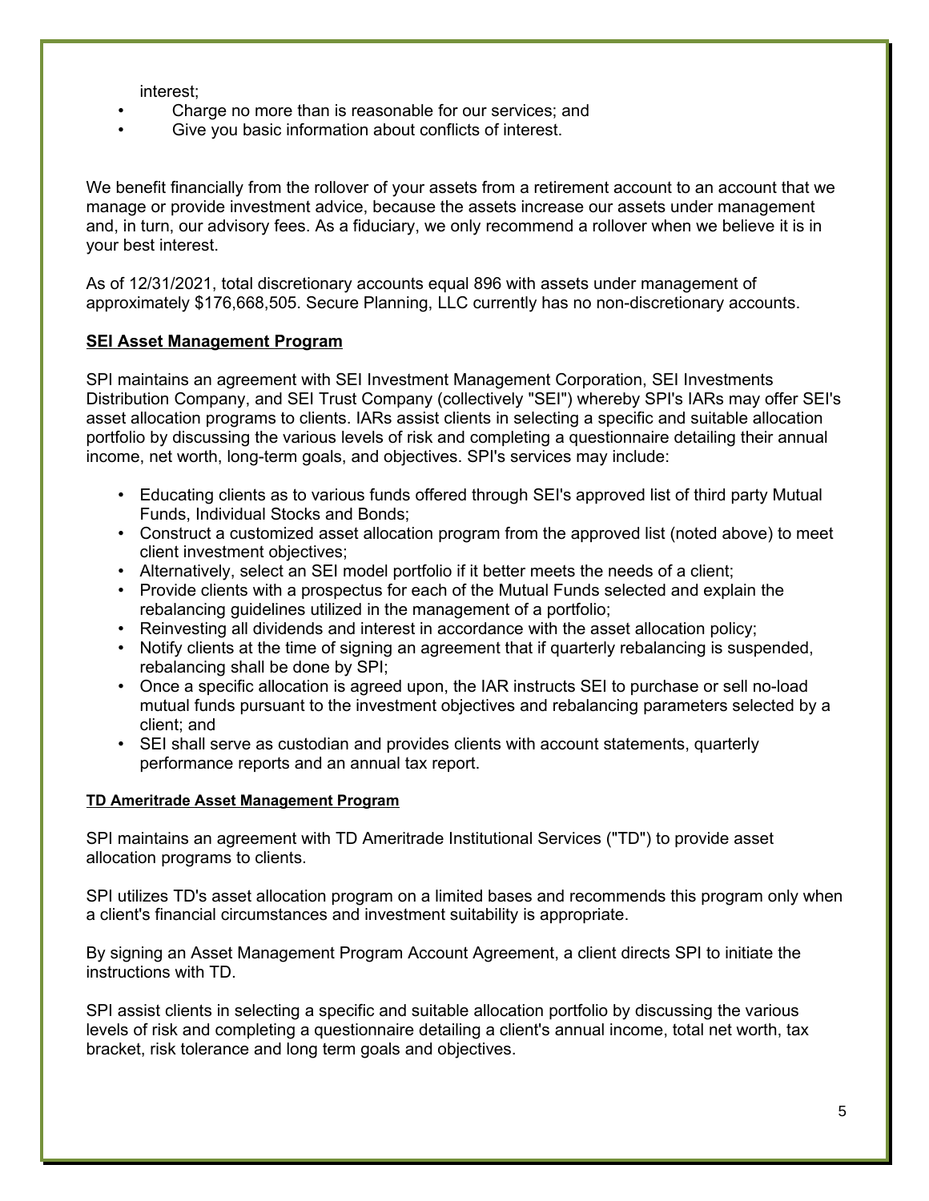interest;

- Charge no more than is reasonable for our services; and
- Give you basic information about conflicts of interest.

We benefit financially from the rollover of your assets from a retirement account to an account that we manage or provide investment advice, because the assets increase our assets under management and, in turn, our advisory fees. As a fiduciary, we only recommend a rollover when we believe it is in your best interest.

As of 12/31/2021, total discretionary accounts equal 896 with assets under management of approximately $176,668,505. Secure Planning, LLC currently has no non-discretionary accounts.

## SEI Asset Management Program

SPI maintains an agreement with SEI Investment Management Corporation, SEI Investments Distribution Company, and SEI Trust Company (collectively "SEI") whereby SPI's IARs may offer SEI's asset allocation programs to clients. IARs assist clients in selecting a specific and suitable allocation portfolio by discussing the various levels of risk and completing a questionnaire detailing their annual income, net worth, long-term goals, and objectives. SPI's services may include:

- Educating clients as to various funds offered through SEI's approved list of third party Mutual Funds, Individual Stocks and Bonds;
- Construct a customized asset allocation program from the approved list (noted above) to meet client investment objectives;
- Alternatively, select an SEI model portfolio if it better meets the needs of a client;
- Provide clients with a prospectus for each of the Mutual Funds selected and explain the rebalancing guidelines utilized in the management of a portfolio;
- Reinvesting all dividends and interest in accordance with the asset allocation policy;
- Notify clients at the time of signing an agreement that if quarterly rebalancing is suspended, rebalancing shall be done by SPI;
- Once a specific allocation is agreed upon, the IAR instructs SEI to purchase or sell no-load mutual funds pursuant to the investment objectives and rebalancing parameters selected by a client; and
- SEI shall serve as custodian and provides clients with account statements, quarterly performance reports and an annual tax report.

### TD Ameritrade Asset Management Program

SPI maintains an agreement with TD Ameritrade Institutional Services ("TD") to provide asset allocation programs to clients.

SPI utilizes TD's asset allocation program on a limited bases and recommends this program only when a client's financial circumstances and investment suitability is appropriate.

By signing an Asset Management Program Account Agreement, a client directs SPI to initiate the instructions with TD.

SPI assist clients in selecting a specific and suitable allocation portfolio by discussing the various levels of risk and completing a questionnaire detailing a client's annual income, total net worth, tax bracket, risk tolerance and long term goals and objectives.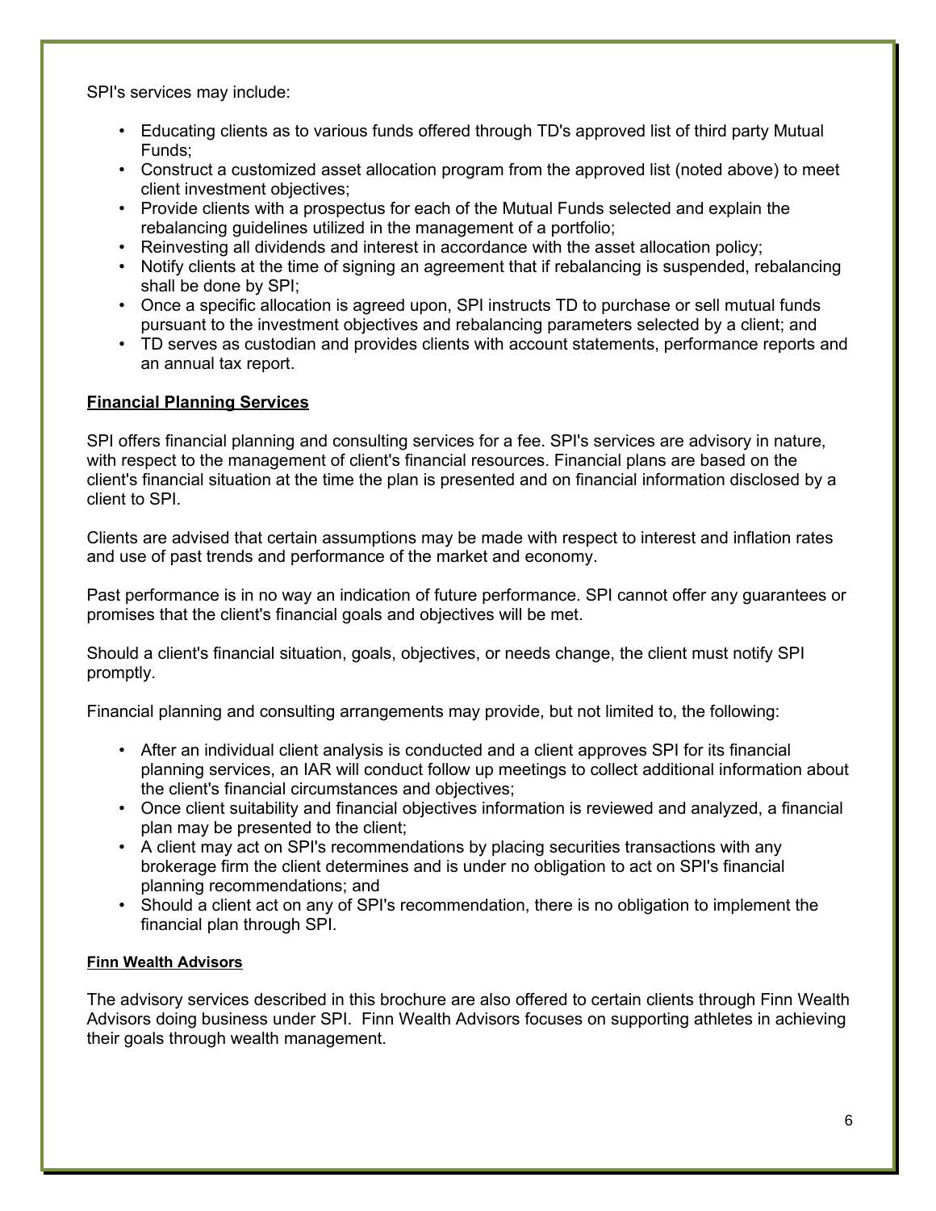SPI's services may include:

- Educating clients as to various funds offered through TD's approved list of third party Mutual Funds;
- Construct a customized asset allocation program from the approved list (noted above) to meet client investment objectives;
- Provide clients with a prospectus for each of the Mutual Funds selected and explain the rebalancing guidelines utilized in the management of a portfolio;
- Reinvesting all dividends and interest in accordance with the asset allocation policy;
- Notify clients at the time of signing an agreement that if rebalancing is suspended, rebalancing shall be done by SPI;
- Once a specific allocation is agreed upon, SPI instructs TD to purchase or sell mutual funds pursuant to the investment objectives and rebalancing parameters selected by a client; and
- TD serves as custodian and provides clients with account statements, performance reports and an annual tax report.

**Financial Planning Services**

SPI offers financial planning and consulting services for a fee. SPI's services are advisory in nature, with respect to the management of client's financial resources. Financial plans are based on the client's financial situation at the time the plan is presented and on financial information disclosed by a client to SPI.

Clients are advised that certain assumptions may be made with respect to interest and inflation rates and use of past trends and performance of the market and economy.

Past performance is in no way an indication of future performance. SPI cannot offer any guarantees or promises that the client's financial goals and objectives will be met.

Should a client's financial situation, goals, objectives, or needs change, the client must notify SPI promptly.

Financial planning and consulting arrangements may provide, but not limited to, the following:

- After an individual client analysis is conducted and a client approves SPI for its financial planning services, an IAR will conduct follow up meetings to collect additional information about the client's financial circumstances and objectives;
- Once client suitability and financial objectives information is reviewed and analyzed, a financial plan may be presented to the client;
- A client may act on SPI's recommendations by placing securities transactions with any brokerage firm the client determines and is under no obligation to act on SPI's financial planning recommendations; and
- Should a client act on any of SPI's recommendation, there is no obligation to implement the financial plan through SPI.

**Finn Wealth Advisors**

The advisory services described in this brochure are also offered to certain clients through Finn Wealth Advisors doing business under SPI. Finn Wealth Advisors focuses on supporting athletes in achieving their goals through wealth management.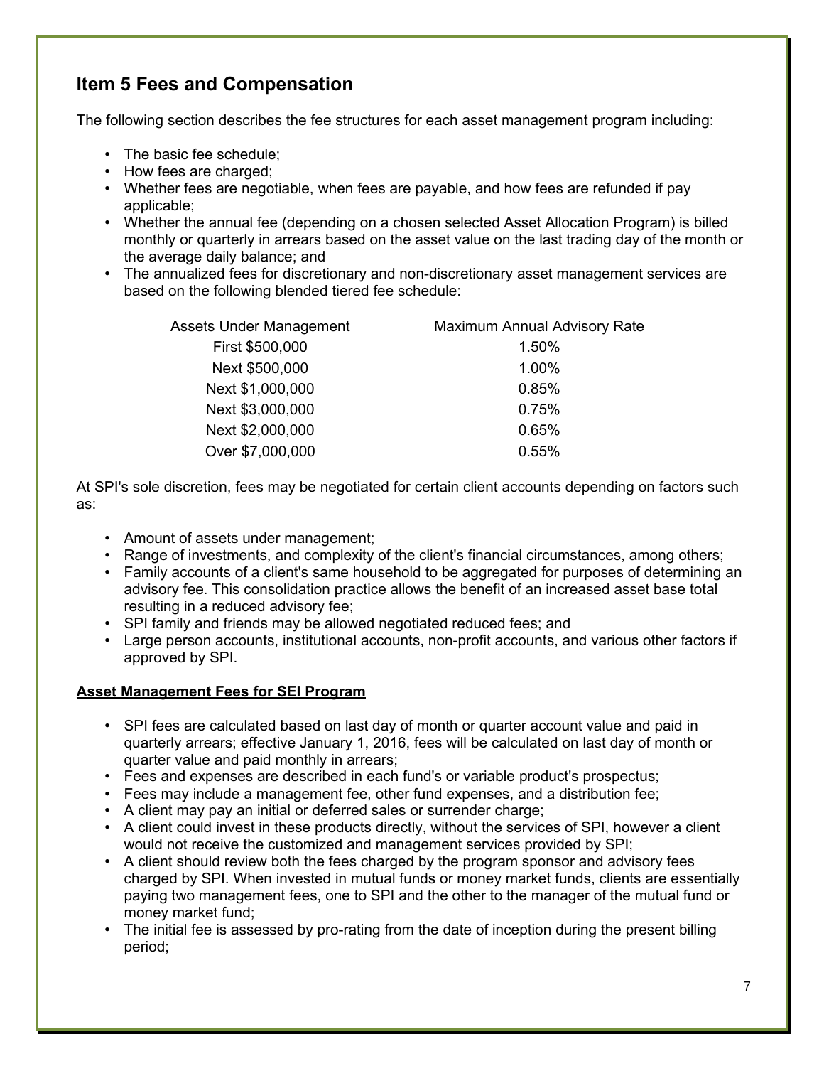## Item 5 Fees and Compensation

The following section describes the fee structures for each asset management program including:

- The basic fee schedule;
- How fees are charged;
- Whether fees are negotiable, when fees are payable, and how fees are refunded if pay applicable;
- Whether the annual fee (depending on a chosen selected Asset Allocation Program) is billed monthly or quarterly in arrears based on the asset value on the last trading day of the month or the average daily balance; and
- The annualized fees for discretionary and non-discretionary asset management services are based on the following blended tiered fee schedule:

| Assets Under Management | Maximum Annual Advisory Rate |
|---|---|
| First $500,000 | 1.50% |
| Next $500,000 | 1.00% |
| Next $1,000,000 | 0.85% |
| Next $3,000,000 | 0.75% |
| Next $2,000,000 | 0.65% |
| Over $7,000,000 | 0.55% |

At SPI's sole discretion, fees may be negotiated for certain client accounts depending on factors such as:

- Amount of assets under management;
- Range of investments, and complexity of the client's financial circumstances, among others;
- Family accounts of a client's same household to be aggregated for purposes of determining an advisory fee. This consolidation practice allows the benefit of an increased asset base total resulting in a reduced advisory fee;
- SPI family and friends may be allowed negotiated reduced fees; and
- Large person accounts, institutional accounts, non-profit accounts, and various other factors if approved by SPI.

**Asset Management Fees for SEI Program**

- SPI fees are calculated based on last day of month or quarter account value and paid in quarterly arrears; effective January 1, 2016, fees will be calculated on last day of month or quarter value and paid monthly in arrears;
- Fees and expenses are described in each fund's or variable product's prospectus;
- Fees may include a management fee, other fund expenses, and a distribution fee;
- A client may pay an initial or deferred sales or surrender charge;
- A client could invest in these products directly, without the services of SPI, however a client would not receive the customized and management services provided by SPI;
- A client should review both the fees charged by the program sponsor and advisory fees charged by SPI. When invested in mutual funds or money market funds, clients are essentially paying two management fees, one to SPI and the other to the manager of the mutual fund or money market fund;
- The initial fee is assessed by pro-rating from the date of inception during the present billing period;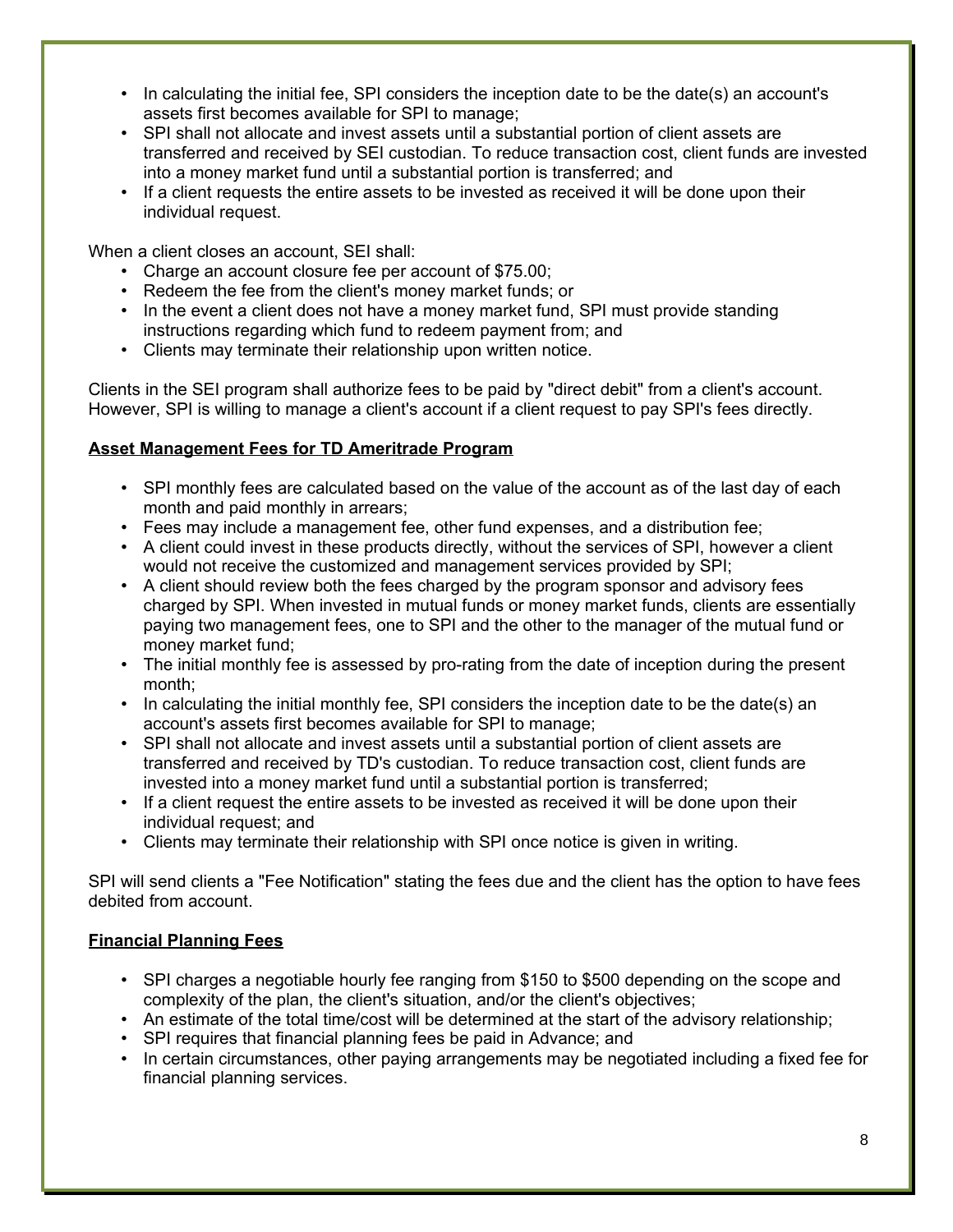- In calculating the initial fee, SPI considers the inception date to be the date(s) an account's assets first becomes available for SPI to manage;
- SPI shall not allocate and invest assets until a substantial portion of client assets are transferred and received by SEI custodian. To reduce transaction cost, client funds are invested into a money market fund until a substantial portion is transferred; and
- If a client requests the entire assets to be invested as received it will be done upon their individual request.

When a client closes an account, SEI shall:

- Charge an account closure fee per account of $75.00;
- Redeem the fee from the client's money market funds; or
- In the event a client does not have a money market fund, SPI must provide standing instructions regarding which fund to redeem payment from; and
- Clients may terminate their relationship upon written notice.

Clients in the SEI program shall authorize fees to be paid by "direct debit" from a client's account. However, SPI is willing to manage a client's account if a client request to pay SPI's fees directly.

**Asset Management Fees for TD Ameritrade Program**

- SPI monthly fees are calculated based on the value of the account as of the last day of each month and paid monthly in arrears;
- Fees may include a management fee, other fund expenses, and a distribution fee;
- A client could invest in these products directly, without the services of SPI, however a client would not receive the customized and management services provided by SPI;
- A client should review both the fees charged by the program sponsor and advisory fees charged by SPI. When invested in mutual funds or money market funds, clients are essentially paying two management fees, one to SPI and the other to the manager of the mutual fund or money market fund;
- The initial monthly fee is assessed by pro-rating from the date of inception during the present month;
- In calculating the initial monthly fee, SPI considers the inception date to be the date(s) an account's assets first becomes available for SPI to manage;
- SPI shall not allocate and invest assets until a substantial portion of client assets are transferred and received by TD's custodian. To reduce transaction cost, client funds are invested into a money market fund until a substantial portion is transferred;
- If a client request the entire assets to be invested as received it will be done upon their individual request; and
- Clients may terminate their relationship with SPI once notice is given in writing.

SPI will send clients a "Fee Notification" stating the fees due and the client has the option to have fees debited from account.

**Financial Planning Fees**

- SPI charges a negotiable hourly fee ranging from $150 to $500 depending on the scope and complexity of the plan, the client's situation, and/or the client's objectives;
- An estimate of the total time/cost will be determined at the start of the advisory relationship;
- SPI requires that financial planning fees be paid in Advance; and
- In certain circumstances, other paying arrangements may be negotiated including a fixed fee for financial planning services.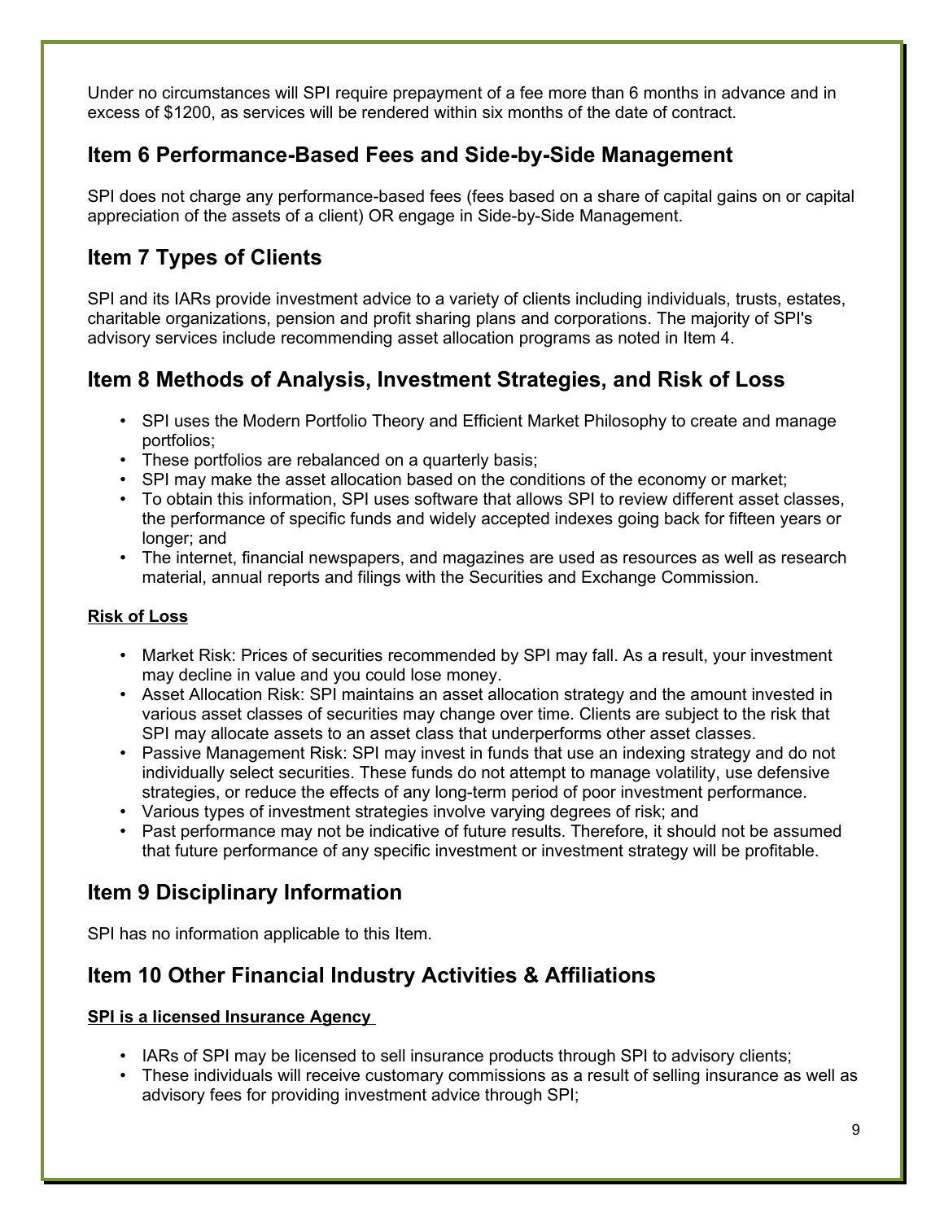Under no circumstances will SPI require prepayment of a fee more than 6 months in advance and in excess of $1200, as services will be rendered within six months of the date of contract.

## Item 6 Performance-Based Fees and Side-by-Side Management

SPI does not charge any performance-based fees (fees based on a share of capital gains on or capital appreciation of the assets of a client) OR engage in Side-by-Side Management.

## Item 7 Types of Clients

SPI and its IARs provide investment advice to a variety of clients including individuals, trusts, estates, charitable organizations, pension and profit sharing plans and corporations. The majority of SPI's advisory services include recommending asset allocation programs as noted in Item 4.

## Item 8 Methods of Analysis, Investment Strategies, and Risk of Loss

- SPI uses the Modern Portfolio Theory and Efficient Market Philosophy to create and manage portfolios;
- These portfolios are rebalanced on a quarterly basis;
- SPI may make the asset allocation based on the conditions of the economy or market;
- To obtain this information, SPI uses software that allows SPI to review different asset classes, the performance of specific funds and widely accepted indexes going back for fifteen years or longer; and
- The internet, financial newspapers, and magazines are used as resources as well as research material, annual reports and filings with the Securities and Exchange Commission.

**Risk of Loss**

- Market Risk: Prices of securities recommended by SPI may fall. As a result, your investment may decline in value and you could lose money.
- Asset Allocation Risk: SPI maintains an asset allocation strategy and the amount invested in various asset classes of securities may change over time. Clients are subject to the risk that SPI may allocate assets to an asset class that underperforms other asset classes.
- Passive Management Risk: SPI may invest in funds that use an indexing strategy and do not individually select securities. These funds do not attempt to manage volatility, use defensive strategies, or reduce the effects of any long-term period of poor investment performance.
- Various types of investment strategies involve varying degrees of risk; and
- Past performance may not be indicative of future results. Therefore, it should not be assumed that future performance of any specific investment or investment strategy will be profitable.

## Item 9 Disciplinary Information

SPI has no information applicable to this Item.

## Item 10 Other Financial Industry Activities & Affiliations

**SPI is a licensed Insurance Agency**

- IARs of SPI may be licensed to sell insurance products through SPI to advisory clients;
- These individuals will receive customary commissions as a result of selling insurance as well as advisory fees for providing investment advice through SPI;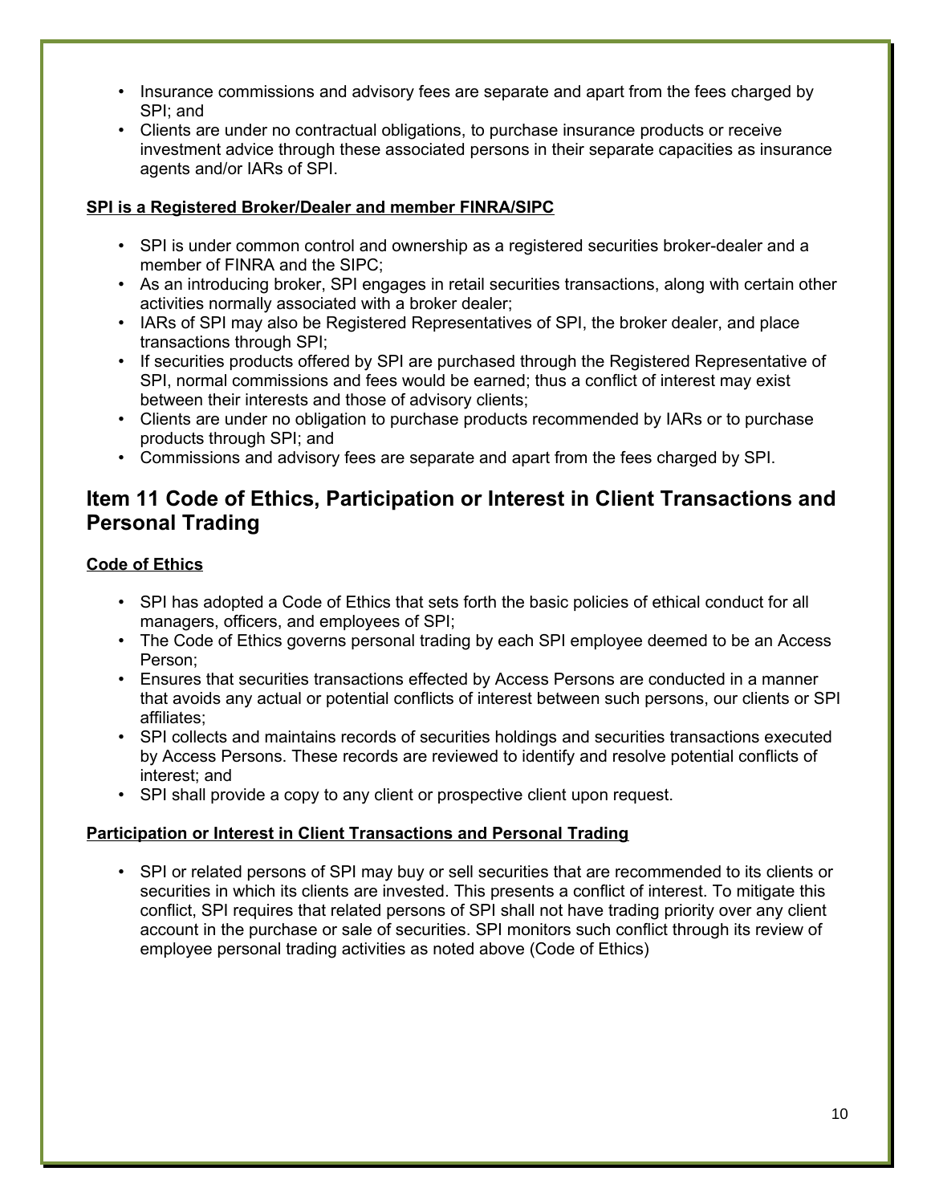- Insurance commissions and advisory fees are separate and apart from the fees charged by SPI; and
- Clients are under no contractual obligations, to purchase insurance products or receive investment advice through these associated persons in their separate capacities as insurance agents and/or IARs of SPI.

**SPI is a Registered Broker/Dealer and member FINRA/SIPC**

- SPI is under common control and ownership as a registered securities broker-dealer and a member of FINRA and the SIPC;
- As an introducing broker, SPI engages in retail securities transactions, along with certain other activities normally associated with a broker dealer;
- IARs of SPI may also be Registered Representatives of SPI, the broker dealer, and place transactions through SPI;
- If securities products offered by SPI are purchased through the Registered Representative of SPI, normal commissions and fees would be earned; thus a conflict of interest may exist between their interests and those of advisory clients;
- Clients are under no obligation to purchase products recommended by IARs or to purchase products through SPI; and
- Commissions and advisory fees are separate and apart from the fees charged by SPI.

## Item 11 Code of Ethics, Participation or Interest in Client Transactions and Personal Trading

**Code of Ethics**

- SPI has adopted a Code of Ethics that sets forth the basic policies of ethical conduct for all managers, officers, and employees of SPI;
- The Code of Ethics governs personal trading by each SPI employee deemed to be an Access Person;
- Ensures that securities transactions effected by Access Persons are conducted in a manner that avoids any actual or potential conflicts of interest between such persons, our clients or SPI affiliates;
- SPI collects and maintains records of securities holdings and securities transactions executed by Access Persons. These records are reviewed to identify and resolve potential conflicts of interest; and
- SPI shall provide a copy to any client or prospective client upon request.

**Participation or Interest in Client Transactions and Personal Trading**

- SPI or related persons of SPI may buy or sell securities that are recommended to its clients or securities in which its clients are invested. This presents a conflict of interest. To mitigate this conflict, SPI requires that related persons of SPI shall not have trading priority over any client account in the purchase or sale of securities. SPI monitors such conflict through its review of employee personal trading activities as noted above (Code of Ethics)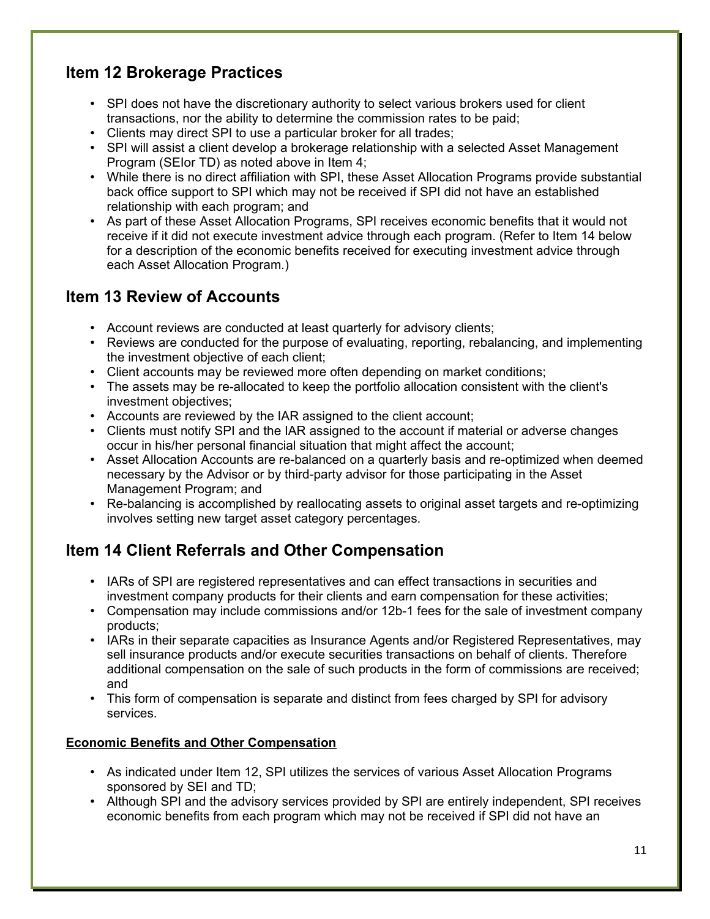## Item 12 Brokerage Practices

- SPI does not have the discretionary authority to select various brokers used for client transactions, nor the ability to determine the commission rates to be paid;
- Clients may direct SPI to use a particular broker for all trades;
- SPI will assist a client develop a brokerage relationship with a selected Asset Management Program (SEIor TD) as noted above in Item 4;
- While there is no direct affiliation with SPI, these Asset Allocation Programs provide substantial back office support to SPI which may not be received if SPI did not have an established relationship with each program; and
- As part of these Asset Allocation Programs, SPI receives economic benefits that it would not receive if it did not execute investment advice through each program. (Refer to Item 14 below for a description of the economic benefits received for executing investment advice through each Asset Allocation Program.)

## Item 13 Review of Accounts

- Account reviews are conducted at least quarterly for advisory clients;
- Reviews are conducted for the purpose of evaluating, reporting, rebalancing, and implementing the investment objective of each client;
- Client accounts may be reviewed more often depending on market conditions;
- The assets may be re-allocated to keep the portfolio allocation consistent with the client's investment objectives;
- Accounts are reviewed by the IAR assigned to the client account;
- Clients must notify SPI and the IAR assigned to the account if material or adverse changes occur in his/her personal financial situation that might affect the account;
- Asset Allocation Accounts are re-balanced on a quarterly basis and re-optimized when deemed necessary by the Advisor or by third-party advisor for those participating in the Asset Management Program; and
- Re-balancing is accomplished by reallocating assets to original asset targets and re-optimizing involves setting new target asset category percentages.

## Item 14 Client Referrals and Other Compensation

- IARs of SPI are registered representatives and can effect transactions in securities and investment company products for their clients and earn compensation for these activities;
- Compensation may include commissions and/or 12b-1 fees for the sale of investment company products;
- IARs in their separate capacities as Insurance Agents and/or Registered Representatives, may sell insurance products and/or execute securities transactions on behalf of clients. Therefore additional compensation on the sale of such products in the form of commissions are received; and
- This form of compensation is separate and distinct from fees charged by SPI for advisory services.

**Economic Benefits and Other Compensation**

- As indicated under Item 12, SPI utilizes the services of various Asset Allocation Programs sponsored by SEI and TD;
- Although SPI and the advisory services provided by SPI are entirely independent, SPI receives economic benefits from each program which may not be received if SPI did not have an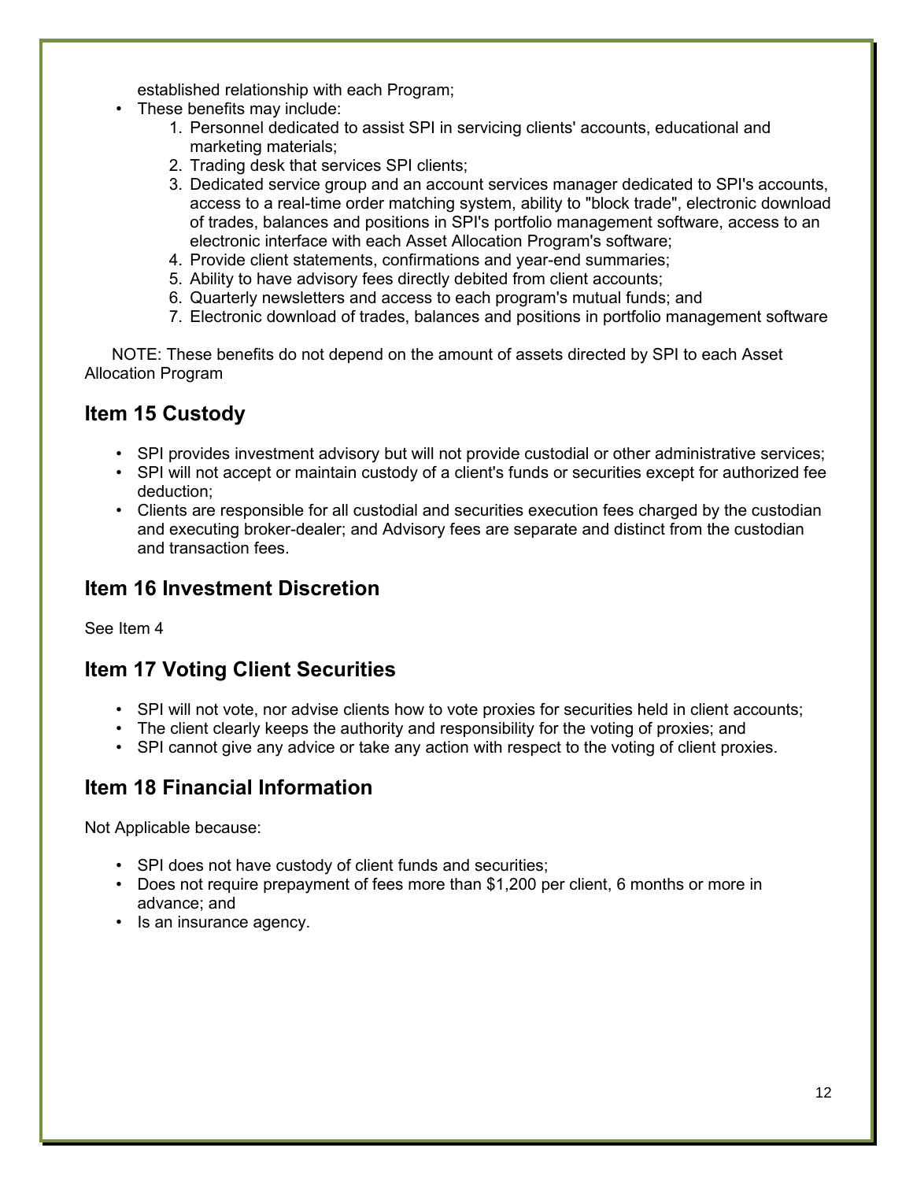established relationship with each Program;

- These benefits may include:
  1. Personnel dedicated to assist SPI in servicing clients' accounts, educational and marketing materials;
  2. Trading desk that services SPI clients;
  3. Dedicated service group and an account services manager dedicated to SPI's accounts, access to a real-time order matching system, ability to "block trade", electronic download of trades, balances and positions in SPI's portfolio management software, access to an electronic interface with each Asset Allocation Program's software;
  4. Provide client statements, confirmations and year-end summaries;
  5. Ability to have advisory fees directly debited from client accounts;
  6. Quarterly newsletters and access to each program's mutual funds; and
  7. Electronic download of trades, balances and positions in portfolio management software

NOTE: These benefits do not depend on the amount of assets directed by SPI to each Asset Allocation Program

## Item 15 Custody

- SPI provides investment advisory but will not provide custodial or other administrative services;
- SPI will not accept or maintain custody of a client's funds or securities except for authorized fee deduction;
- Clients are responsible for all custodial and securities execution fees charged by the custodian and executing broker-dealer; and Advisory fees are separate and distinct from the custodian and transaction fees.

## Item 16 Investment Discretion

See Item 4

## Item 17 Voting Client Securities

- SPI will not vote, nor advise clients how to vote proxies for securities held in client accounts;
- The client clearly keeps the authority and responsibility for the voting of proxies; and
- SPI cannot give any advice or take any action with respect to the voting of client proxies.

## Item 18 Financial Information

Not Applicable because:

- SPI does not have custody of client funds and securities;
- Does not require prepayment of fees more than $1,200 per client, 6 months or more in advance; and
- Is an insurance agency.